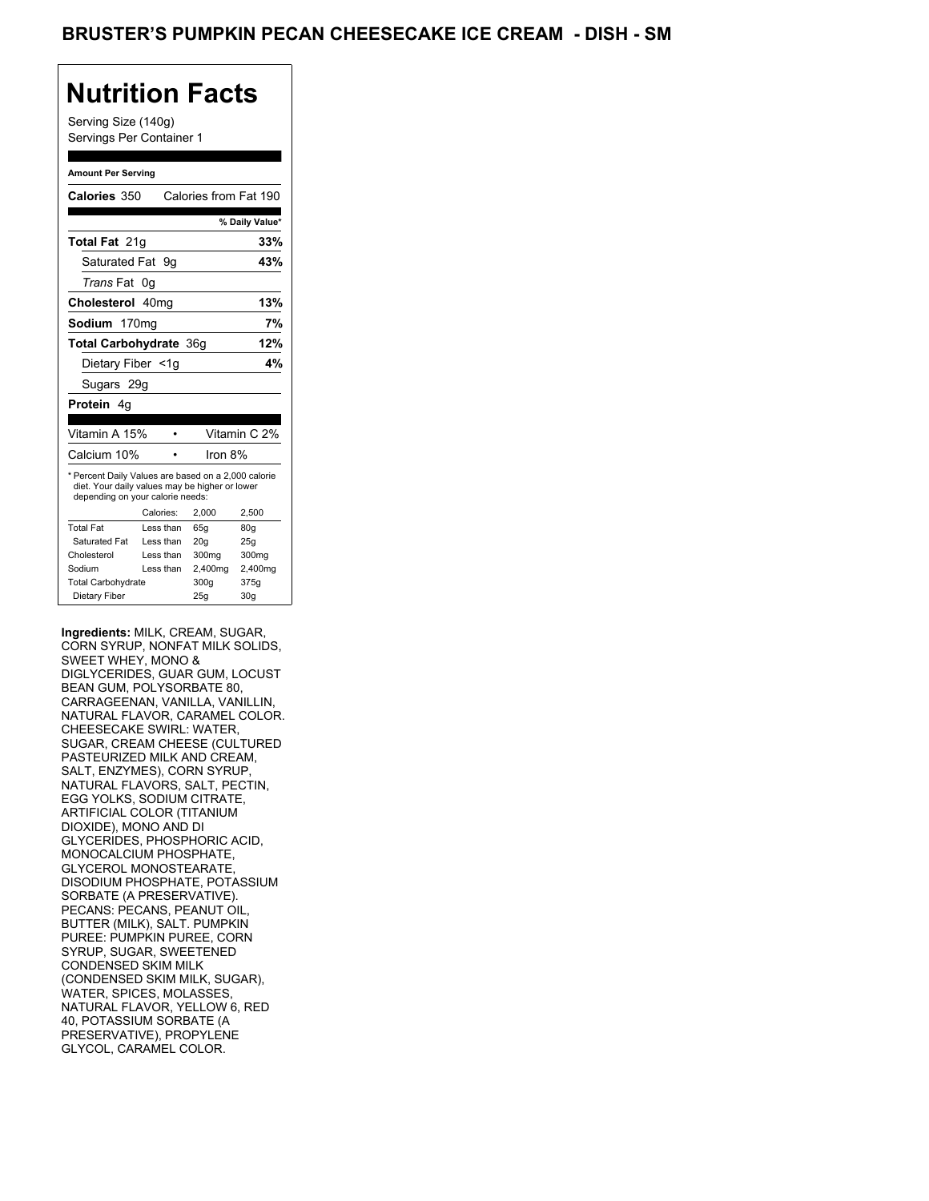# BRUSTER'S PUMPKIN PECAN CHEESECAKE ICE CREAM - DISH - SM

## Nutrition Facts

Serving Size (140g)
Servings Per Container 1

**Amount Per Serving**

**Calories** 350 Calories from Fat 190

| | % Daily Value* |
|---|---|
| **Total Fat** 21g | **33%** |
| Saturated Fat 9g | **43%** |
| *Trans* Fat 0g | |
| **Cholesterol** 40mg | **13%** |
| **Sodium** 170mg | **7%** |
| **Total Carbohydrate** 36g | **12%** |
| Dietary Fiber <1g | **4%** |
| Sugars 29g | |
| **Protein** 4g | |

| | |
|---|---|
| Vitamin A 15% | Vitamin C 2% |
| Calcium 10% | Iron 8% |

* Percent Daily Values are based on a 2,000 calorie diet. Your daily values may be higher or lower depending on your calorie needs:

| | Calories: | 2,000 | 2,500 |
|---|---|---|---|
| Total Fat | Less than | 65g | 80g |
| Saturated Fat | Less than | 20g | 25g |
| Cholesterol | Less than | 300mg | 300mg |
| Sodium | Less than | 2,400mg | 2,400mg |
| Total Carbohydrate | | 300g | 375g |
| Dietary Fiber | | 25g | 30g |

**Ingredients:** MILK, CREAM, SUGAR, CORN SYRUP, NONFAT MILK SOLIDS, SWEET WHEY, MONO & DIGLYCERIDES, GUAR GUM, LOCUST BEAN GUM, POLYSORBATE 80, CARRAGEENAN, VANILLA, VANILLIN, NATURAL FLAVOR, CARAMEL COLOR. CHEESECAKE SWIRL: WATER, SUGAR, CREAM CHEESE (CULTURED PASTEURIZED MILK AND CREAM, SALT, ENZYMES), CORN SYRUP, NATURAL FLAVORS, SALT, PECTIN, EGG YOLKS, SODIUM CITRATE, ARTIFICIAL COLOR (TITANIUM DIOXIDE), MONO AND DI GLYCERIDES, PHOSPHORIC ACID, MONOCALCIUM PHOSPHATE, GLYCEROL MONOSTEARATE, DISODIUM PHOSPHATE, POTASSIUM SORBATE (A PRESERVATIVE). PECANS: PECANS, PEANUT OIL, BUTTER (MILK), SALT. PUMPKIN PUREE: PUMPKIN PUREE, CORN SYRUP, SUGAR, SWEETENED CONDENSED SKIM MILK (CONDENSED SKIM MILK, SUGAR), WATER, SPICES, MOLASSES, NATURAL FLAVOR, YELLOW 6, RED 40, POTASSIUM SORBATE (A PRESERVATIVE), PROPYLENE GLYCOL, CARAMEL COLOR.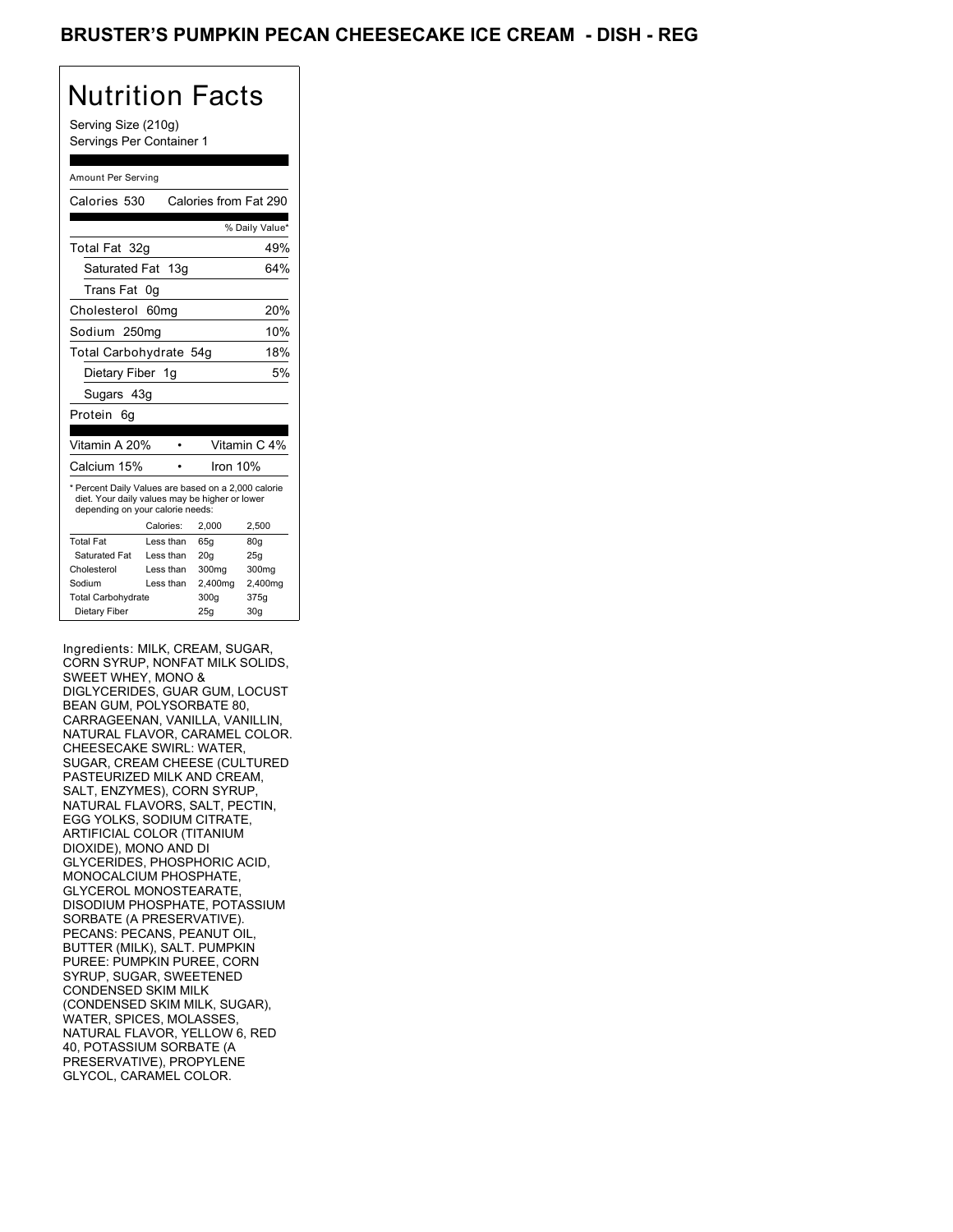# BRUSTER'S PUMPKIN PECAN CHEESECAKE ICE CREAM - DISH - REG

## Nutrition Facts

Serving Size (210g)
Servings Per Container 1

Amount Per Serving

Calories 530 | Calories from Fat 290

| | % Daily Value* |
|---|---|
| Total Fat 32g | 49% |
| Saturated Fat 13g | 64% |
| Trans Fat 0g | |
| Cholesterol 60mg | 20% |
| Sodium 250mg | 10% |
| Total Carbohydrate 54g | 18% |
| Dietary Fiber 1g | 5% |
| Sugars 43g | |
| Protein 6g | |

| | |
|---|---|
| Vitamin A 20% | Vitamin C 4% |
| Calcium 15% | Iron 10% |

* Percent Daily Values are based on a 2,000 calorie diet. Your daily values may be higher or lower depending on your calorie needs:

| | Calories: | 2,000 | 2,500 |
|---|---|---|---|
| Total Fat | Less than | 65g | 80g |
| Saturated Fat | Less than | 20g | 25g |
| Cholesterol | Less than | 300mg | 300mg |
| Sodium | Less than | 2,400mg | 2,400mg |
| Total Carbohydrate | | 300g | 375g |
| Dietary Fiber | | 25g | 30g |

Ingredients: MILK, CREAM, SUGAR, CORN SYRUP, NONFAT MILK SOLIDS, SWEET WHEY, MONO & DIGLYCERIDES, GUAR GUM, LOCUST BEAN GUM, POLYSORBATE 80, CARRAGEENAN, VANILLA, VANILLIN, NATURAL FLAVOR, CARAMEL COLOR. CHEESECAKE SWIRL: WATER, SUGAR, CREAM CHEESE (CULTURED PASTEURIZED MILK AND CREAM, SALT, ENZYMES), CORN SYRUP, NATURAL FLAVORS, SALT, PECTIN, EGG YOLKS, SODIUM CITRATE, ARTIFICIAL COLOR (TITANIUM DIOXIDE), MONO AND DI GLYCERIDES, PHOSPHORIC ACID, MONOCALCIUM PHOSPHATE, GLYCEROL MONOSTEARATE, DISODIUM PHOSPHATE, POTASSIUM SORBATE (A PRESERVATIVE). PECANS: PECANS, PEANUT OIL, BUTTER (MILK), SALT. PUMPKIN PUREE: PUMPKIN PUREE, CORN SYRUP, SUGAR, SWEETENED CONDENSED SKIM MILK (CONDENSED SKIM MILK, SUGAR), WATER, SPICES, MOLASSES, NATURAL FLAVOR, YELLOW 6, RED 40, POTASSIUM SORBATE (A PRESERVATIVE), PROPYLENE GLYCOL, CARAMEL COLOR.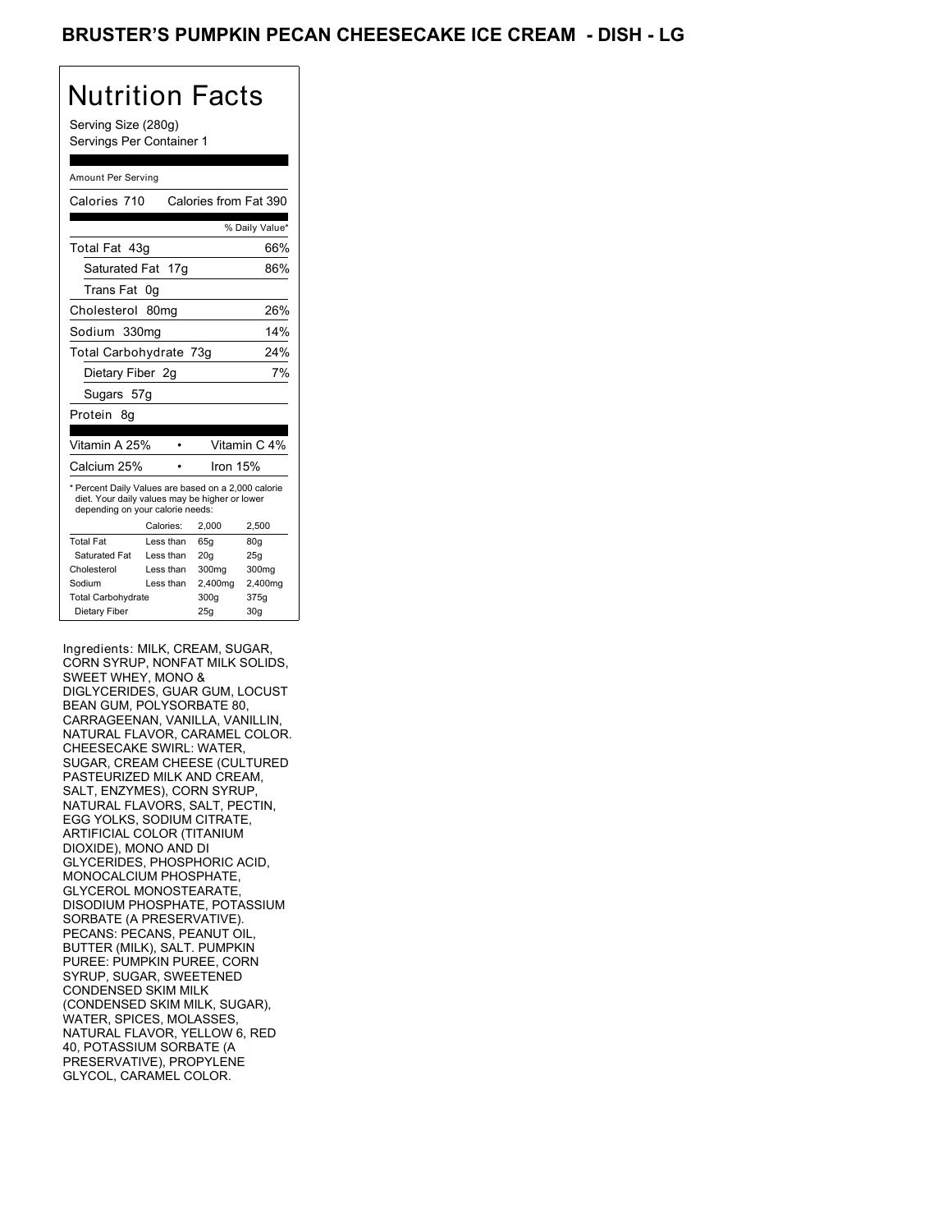# BRUSTER'S PUMPKIN PECAN CHEESECAKE ICE CREAM - DISH - LG

## Nutrition Facts

Serving Size (280g)
Servings Per Container 1

Amount Per Serving

| | |
|---|---|
| Calories 710 | Calories from Fat 390 |
| | % Daily Value* |
| Total Fat 43g | 66% |
| Saturated Fat 17g | 86% |
| Trans Fat 0g | |
| Cholesterol 80mg | 26% |
| Sodium 330mg | 14% |
| Total Carbohydrate 73g | 24% |
| Dietary Fiber 2g | 7% |
| Sugars 57g | |
| Protein 8g | |

| | |
|---|---|
| Vitamin A 25% | Vitamin C 4% |
| Calcium 25% | Iron 15% |

* Percent Daily Values are based on a 2,000 calorie diet. Your daily values may be higher or lower depending on your calorie needs:

| | Calories: | 2,000 | 2,500 |
|---|---|---|---|
| Total Fat | Less than | 65g | 80g |
| Saturated Fat | Less than | 20g | 25g |
| Cholesterol | Less than | 300mg | 300mg |
| Sodium | Less than | 2,400mg | 2,400mg |
| Total Carbohydrate | | 300g | 375g |
| Dietary Fiber | | 25g | 30g |

Ingredients: MILK, CREAM, SUGAR, CORN SYRUP, NONFAT MILK SOLIDS, SWEET WHEY, MONO & DIGLYCERIDES, GUAR GUM, LOCUST BEAN GUM, POLYSORBATE 80, CARRAGEENAN, VANILLA, VANILLIN, NATURAL FLAVOR, CARAMEL COLOR. CHEESECAKE SWIRL: WATER, SUGAR, CREAM CHEESE (CULTURED PASTEURIZED MILK AND CREAM, SALT, ENZYMES), CORN SYRUP, NATURAL FLAVORS, SALT, PECTIN, EGG YOLKS, SODIUM CITRATE, ARTIFICIAL COLOR (TITANIUM DIOXIDE), MONO AND DI GLYCERIDES, PHOSPHORIC ACID, MONOCALCIUM PHOSPHATE, GLYCEROL MONOSTEARATE, DISODIUM PHOSPHATE, POTASSIUM SORBATE (A PRESERVATIVE). PECANS: PECANS, PEANUT OIL, BUTTER (MILK), SALT. PUMPKIN PUREE: PUMPKIN PUREE, CORN SYRUP, SUGAR, SWEETENED CONDENSED SKIM MILK (CONDENSED SKIM MILK, SUGAR), WATER, SPICES, MOLASSES, NATURAL FLAVOR, YELLOW 6, RED 40, POTASSIUM SORBATE (A PRESERVATIVE), PROPYLENE GLYCOL, CARAMEL COLOR.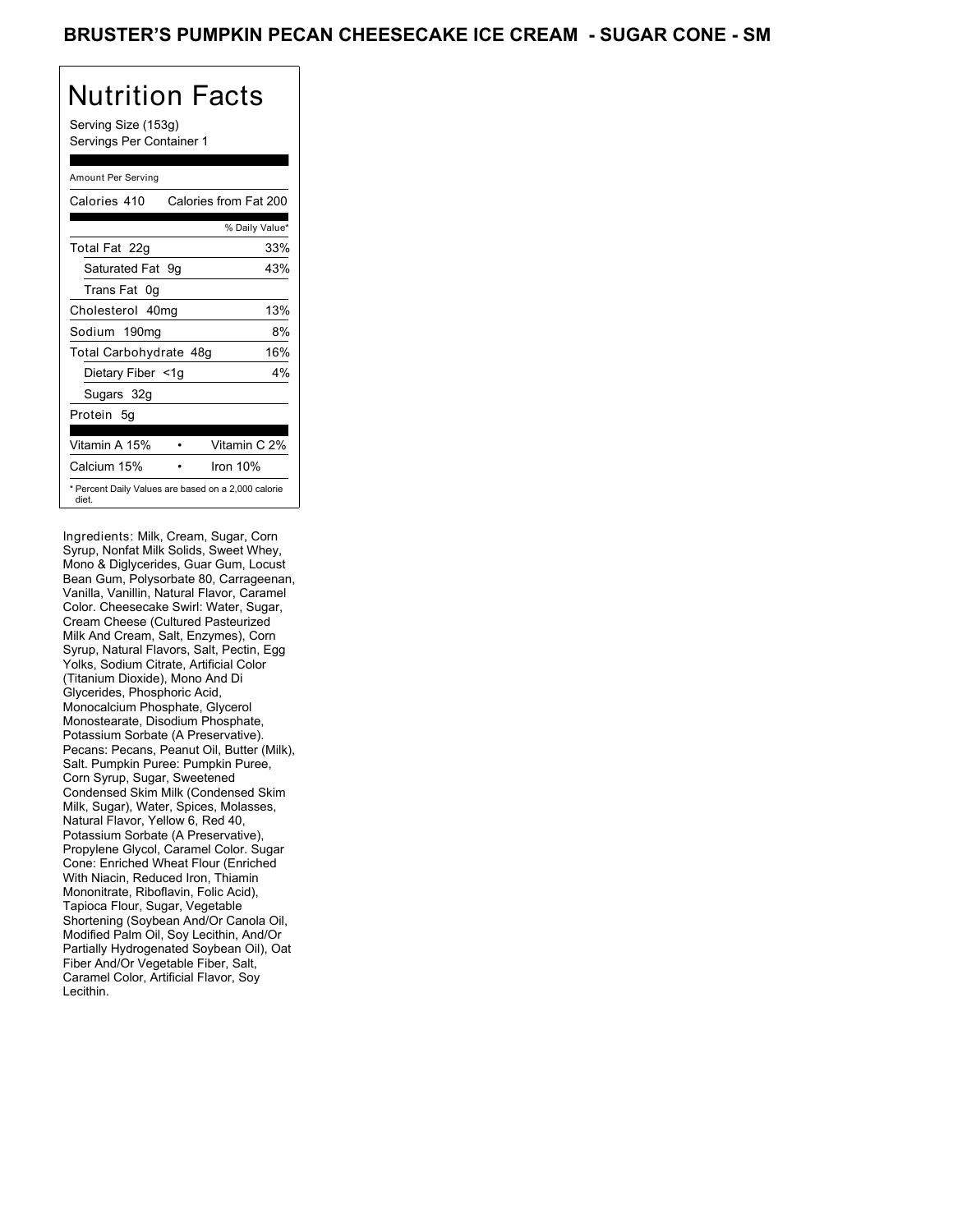# BRUSTER'S PUMPKIN PECAN CHEESECAKE ICE CREAM - SUGAR CONE - SM

## Nutrition Facts

Serving Size (153g)
Servings Per Container 1

Amount Per Serving

| Calories 410 | Calories from Fat 200 |
|---|---|
| | % Daily Value* |
| Total Fat 22g | 33% |
| Saturated Fat 9g | 43% |
| Trans Fat 0g | |
| Cholesterol 40mg | 13% |
| Sodium 190mg | 8% |
| Total Carbohydrate 48g | 16% |
| Dietary Fiber <1g | 4% |
| Sugars 32g | |
| Protein 5g | |

| Vitamin A 15% | • | Vitamin C 2% |
|---|---|---|
| Calcium 15% | • | Iron 10% |

* Percent Daily Values are based on a 2,000 calorie diet.

Ingredients: Milk, Cream, Sugar, Corn Syrup, Nonfat Milk Solids, Sweet Whey, Mono & Diglycerides, Guar Gum, Locust Bean Gum, Polysorbate 80, Carrageenan, Vanilla, Vanillin, Natural Flavor, Caramel Color. Cheesecake Swirl: Water, Sugar, Cream Cheese (Cultured Pasteurized Milk And Cream, Salt, Enzymes), Corn Syrup, Natural Flavors, Salt, Pectin, Egg Yolks, Sodium Citrate, Artificial Color (Titanium Dioxide), Mono And Di Glycerides, Phosphoric Acid, Monocalcium Phosphate, Glycerol Monostearate, Disodium Phosphate, Potassium Sorbate (A Preservative). Pecans: Pecans, Peanut Oil, Butter (Milk), Salt. Pumpkin Puree: Pumpkin Puree, Corn Syrup, Sugar, Sweetened Condensed Skim Milk (Condensed Skim Milk, Sugar), Water, Spices, Molasses, Natural Flavor, Yellow 6, Red 40, Potassium Sorbate (A Preservative), Propylene Glycol, Caramel Color. Sugar Cone: Enriched Wheat Flour (Enriched With Niacin, Reduced Iron, Thiamin Mononitrate, Riboflavin, Folic Acid), Tapioca Flour, Sugar, Vegetable Shortening (Soybean And/Or Canola Oil, Modified Palm Oil, Soy Lecithin, And/Or Partially Hydrogenated Soybean Oil), Oat Fiber And/Or Vegetable Fiber, Salt, Caramel Color, Artificial Flavor, Soy Lecithin.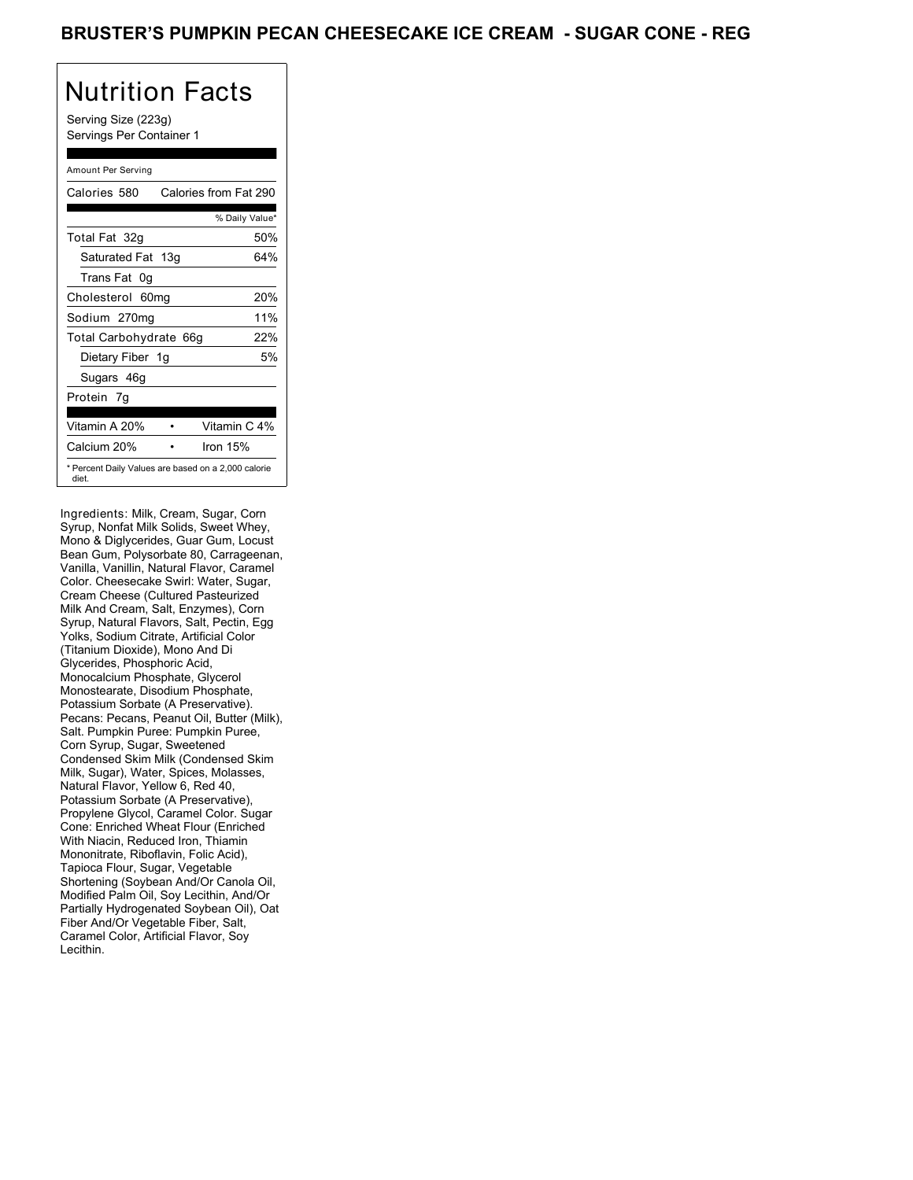# BRUSTER'S PUMPKIN PECAN CHEESECAKE ICE CREAM - SUGAR CONE - REG

## Nutrition Facts

Serving Size (223g)
Servings Per Container 1

Amount Per Serving

| Calories 580 | Calories from Fat 290 |
|---|---|
| | % Daily Value* |
| Total Fat 32g | 50% |
| Saturated Fat 13g | 64% |
| Trans Fat 0g | |
| Cholesterol 60mg | 20% |
| Sodium 270mg | 11% |
| Total Carbohydrate 66g | 22% |
| Dietary Fiber 1g | 5% |
| Sugars 46g | |
| Protein 7g | |

| Vitamin A 20% | • | Vitamin C 4% |
|---|---|---|
| Calcium 20% | • | Iron 15% |

* Percent Daily Values are based on a 2,000 calorie diet.

Ingredients: Milk, Cream, Sugar, Corn Syrup, Nonfat Milk Solids, Sweet Whey, Mono & Diglycerides, Guar Gum, Locust Bean Gum, Polysorbate 80, Carrageenan, Vanilla, Vanillin, Natural Flavor, Caramel Color. Cheesecake Swirl: Water, Sugar, Cream Cheese (Cultured Pasteurized Milk And Cream, Salt, Enzymes), Corn Syrup, Natural Flavors, Salt, Pectin, Egg Yolks, Sodium Citrate, Artificial Color (Titanium Dioxide), Mono And Di Glycerides, Phosphoric Acid, Monocalcium Phosphate, Glycerol Monostearate, Disodium Phosphate, Potassium Sorbate (A Preservative). Pecans: Pecans, Peanut Oil, Butter (Milk), Salt. Pumpkin Puree: Pumpkin Puree, Corn Syrup, Sugar, Sweetened Condensed Skim Milk (Condensed Skim Milk, Sugar), Water, Spices, Molasses, Natural Flavor, Yellow 6, Red 40, Potassium Sorbate (A Preservative), Propylene Glycol, Caramel Color. Sugar Cone: Enriched Wheat Flour (Enriched With Niacin, Reduced Iron, Thiamin Mononitrate, Riboflavin, Folic Acid), Tapioca Flour, Sugar, Vegetable Shortening (Soybean And/Or Canola Oil, Modified Palm Oil, Soy Lecithin, And/Or Partially Hydrogenated Soybean Oil), Oat Fiber And/Or Vegetable Fiber, Salt, Caramel Color, Artificial Flavor, Soy Lecithin.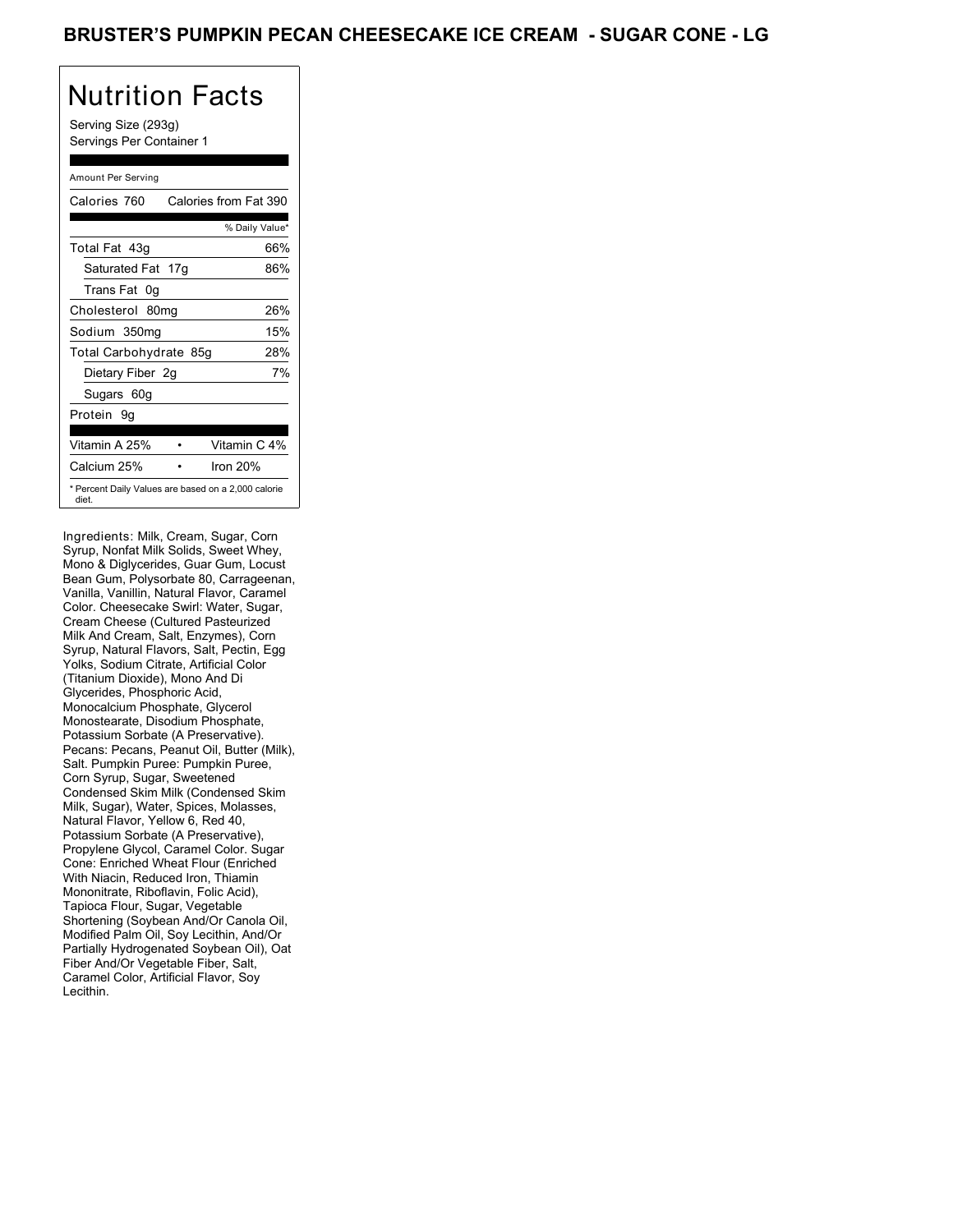# BRUSTER'S PUMPKIN PECAN CHEESECAKE ICE CREAM - SUGAR CONE - LG

## Nutrition Facts

Serving Size (293g)
Servings Per Container 1

Amount Per Serving

| Calories 760 | Calories from Fat 390 |
|---|---|
| | % Daily Value* |
| Total Fat 43g | 66% |
| Saturated Fat 17g | 86% |
| Trans Fat 0g | |
| Cholesterol 80mg | 26% |
| Sodium 350mg | 15% |
| Total Carbohydrate 85g | 28% |
| Dietary Fiber 2g | 7% |
| Sugars 60g | |
| Protein 9g | |

| Vitamin A 25% | • | Vitamin C 4% |
|---|---|---|
| Calcium 25% | • | Iron 20% |

* Percent Daily Values are based on a 2,000 calorie diet.

Ingredients: Milk, Cream, Sugar, Corn Syrup, Nonfat Milk Solids, Sweet Whey, Mono & Diglycerides, Guar Gum, Locust Bean Gum, Polysorbate 80, Carrageenan, Vanilla, Vanillin, Natural Flavor, Caramel Color. Cheesecake Swirl: Water, Sugar, Cream Cheese (Cultured Pasteurized Milk And Cream, Salt, Enzymes), Corn Syrup, Natural Flavors, Salt, Pectin, Egg Yolks, Sodium Citrate, Artificial Color (Titanium Dioxide), Mono And Di Glycerides, Phosphoric Acid, Monocalcium Phosphate, Glycerol Monostearate, Disodium Phosphate, Potassium Sorbate (A Preservative). Pecans: Pecans, Peanut Oil, Butter (Milk), Salt. Pumpkin Puree: Pumpkin Puree, Corn Syrup, Sugar, Sweetened Condensed Skim Milk (Condensed Skim Milk, Sugar), Water, Spices, Molasses, Natural Flavor, Yellow 6, Red 40, Potassium Sorbate (A Preservative), Propylene Glycol, Caramel Color. Sugar Cone: Enriched Wheat Flour (Enriched With Niacin, Reduced Iron, Thiamin Mononitrate, Riboflavin, Folic Acid), Tapioca Flour, Sugar, Vegetable Shortening (Soybean And/Or Canola Oil, Modified Palm Oil, Soy Lecithin, And/Or Partially Hydrogenated Soybean Oil), Oat Fiber And/Or Vegetable Fiber, Salt, Caramel Color, Artificial Flavor, Soy Lecithin.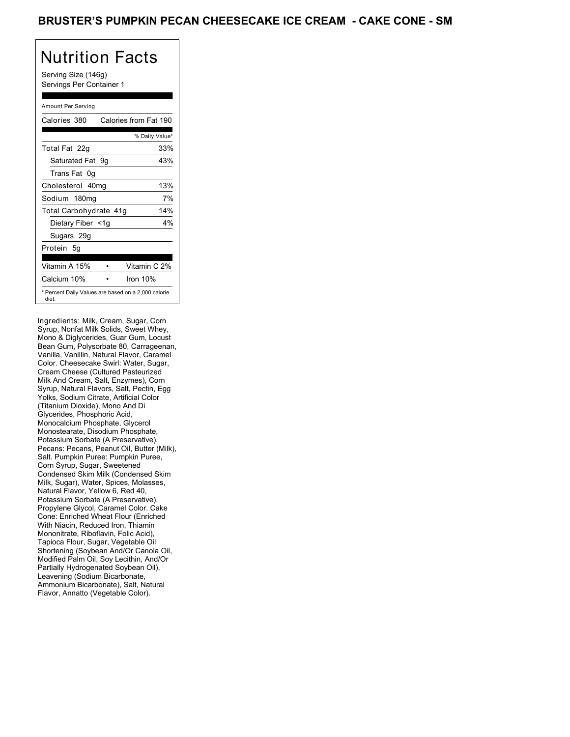# BRUSTER'S PUMPKIN PECAN CHEESECAKE ICE CREAM - CAKE CONE - SM

## Nutrition Facts

Serving Size (146g)
Servings Per Container 1

| Amount Per Serving | |
|---|---|
| Calories 380 | Calories from Fat 190 |
| | % Daily Value* |
| Total Fat 22g | 33% |
| Saturated Fat 9g | 43% |
| Trans Fat 0g | |
| Cholesterol 40mg | 13% |
| Sodium 180mg | 7% |
| Total Carbohydrate 41g | 14% |
| Dietary Fiber <1g | 4% |
| Sugars 29g | |
| Protein 5g | |
| Vitamin A 15% | Vitamin C 2% |
| Calcium 10% | Iron 10% |

* Percent Daily Values are based on a 2,000 calorie diet.

Ingredients: Milk, Cream, Sugar, Corn Syrup, Nonfat Milk Solids, Sweet Whey, Mono & Diglycerides, Guar Gum, Locust Bean Gum, Polysorbate 80, Carrageenan, Vanilla, Vanillin, Natural Flavor, Caramel Color. Cheesecake Swirl: Water, Sugar, Cream Cheese (Cultured Pasteurized Milk And Cream, Salt, Enzymes), Corn Syrup, Natural Flavors, Salt, Pectin, Egg Yolks, Sodium Citrate, Artificial Color (Titanium Dioxide), Mono And Di Glycerides, Phosphoric Acid, Monocalcium Phosphate, Glycerol Monostearate, Disodium Phosphate, Potassium Sorbate (A Preservative). Pecans: Pecans, Peanut Oil, Butter (Milk), Salt. Pumpkin Puree: Pumpkin Puree, Corn Syrup, Sugar, Sweetened Condensed Skim Milk (Condensed Skim Milk, Sugar), Water, Spices, Molasses, Natural Flavor, Yellow 6, Red 40, Potassium Sorbate (A Preservative), Propylene Glycol, Caramel Color. Cake Cone: Enriched Wheat Flour (Enriched With Niacin, Reduced Iron, Thiamin Mononitrate, Riboflavin, Folic Acid), Tapioca Flour, Sugar, Vegetable Oil Shortening (Soybean And/Or Canola Oil, Modified Palm Oil, Soy Lecithin, And/Or Partially Hydrogenated Soybean Oil), Leavening (Sodium Bicarbonate, Ammonium Bicarbonate), Salt, Natural Flavor, Annatto (Vegetable Color).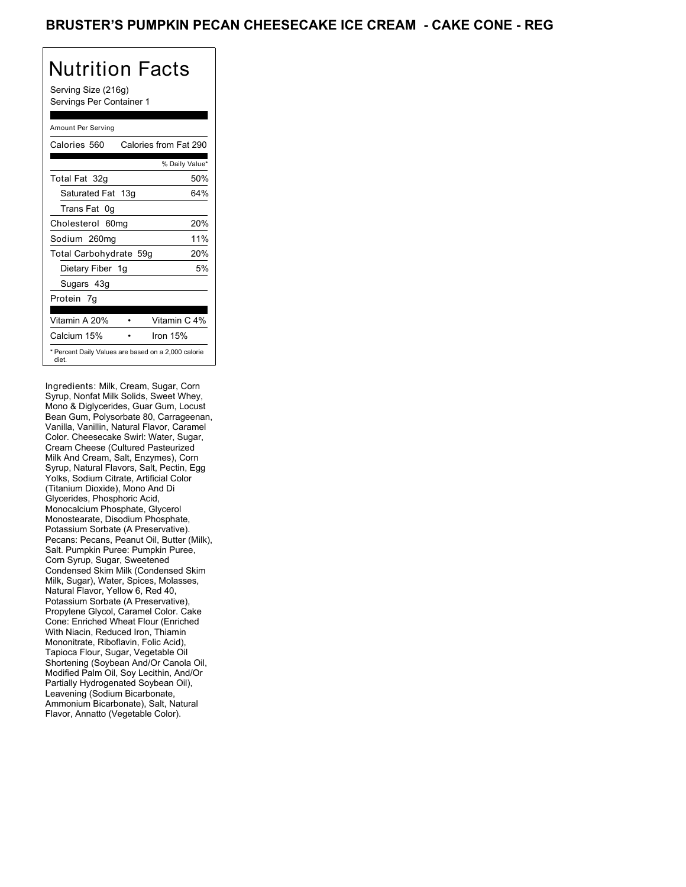# BRUSTER'S PUMPKIN PECAN CHEESECAKE ICE CREAM - CAKE CONE - REG

## Nutrition Facts

Serving Size (216g)
Servings Per Container 1

Amount Per Serving

| Calories 560 | Calories from Fat 290 |
|---|---|
| | % Daily Value* |
| Total Fat 32g | 50% |
| Saturated Fat 13g | 64% |
| Trans Fat 0g | |
| Cholesterol 60mg | 20% |
| Sodium 260mg | 11% |
| Total Carbohydrate 59g | 20% |
| Dietary Fiber 1g | 5% |
| Sugars 43g | |
| Protein 7g | |
| Vitamin A 20% • | Vitamin C 4% |
| Calcium 15% • | Iron 15% |

* Percent Daily Values are based on a 2,000 calorie diet.

Ingredients: Milk, Cream, Sugar, Corn Syrup, Nonfat Milk Solids, Sweet Whey, Mono & Diglycerides, Guar Gum, Locust Bean Gum, Polysorbate 80, Carrageenan, Vanilla, Vanillin, Natural Flavor, Caramel Color. Cheesecake Swirl: Water, Sugar, Cream Cheese (Cultured Pasteurized Milk And Cream, Salt, Enzymes), Corn Syrup, Natural Flavors, Salt, Pectin, Egg Yolks, Sodium Citrate, Artificial Color (Titanium Dioxide), Mono And Di Glycerides, Phosphoric Acid, Monocalcium Phosphate, Glycerol Monostearate, Disodium Phosphate, Potassium Sorbate (A Preservative). Pecans: Pecans, Peanut Oil, Butter (Milk), Salt. Pumpkin Puree: Pumpkin Puree, Corn Syrup, Sugar, Sweetened Condensed Skim Milk (Condensed Skim Milk, Sugar), Water, Spices, Molasses, Natural Flavor, Yellow 6, Red 40, Potassium Sorbate (A Preservative), Propylene Glycol, Caramel Color. Cake Cone: Enriched Wheat Flour (Enriched With Niacin, Reduced Iron, Thiamin Mononitrate, Riboflavin, Folic Acid), Tapioca Flour, Sugar, Vegetable Oil Shortening (Soybean And/Or Canola Oil, Modified Palm Oil, Soy Lecithin, And/Or Partially Hydrogenated Soybean Oil), Leavening (Sodium Bicarbonate, Ammonium Bicarbonate), Salt, Natural Flavor, Annatto (Vegetable Color).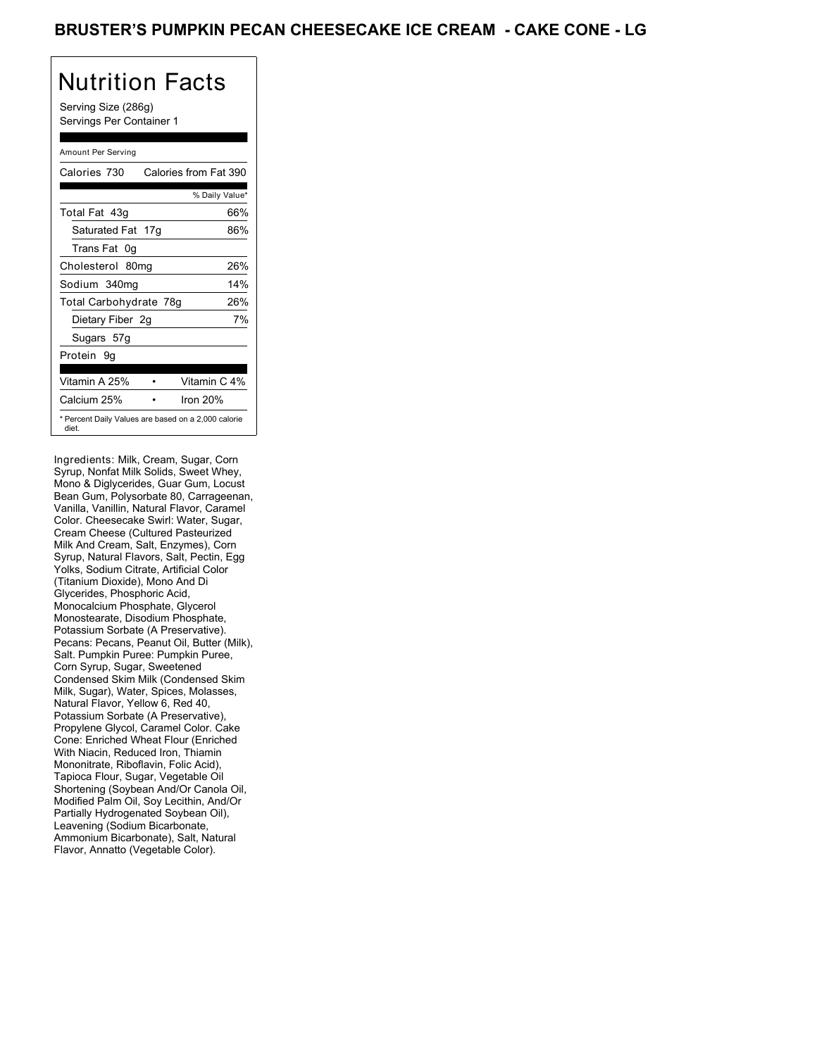# BRUSTER'S PUMPKIN PECAN CHEESECAKE ICE CREAM - CAKE CONE - LG

## Nutrition Facts

Serving Size (286g)
Servings Per Container 1

Amount Per Serving

| Calories 730 | Calories from Fat 390 |
|---|---|
| | % Daily Value* |
| Total Fat 43g | 66% |
| Saturated Fat 17g | 86% |
| Trans Fat 0g | |
| Cholesterol 80mg | 26% |
| Sodium 340mg | 14% |
| Total Carbohydrate 78g | 26% |
| Dietary Fiber 2g | 7% |
| Sugars 57g | |
| Protein 9g | |

| Vitamin A 25% | • | Vitamin C 4% |
|---|---|---|
| Calcium 25% | • | Iron 20% |

* Percent Daily Values are based on a 2,000 calorie diet.

Ingredients: Milk, Cream, Sugar, Corn Syrup, Nonfat Milk Solids, Sweet Whey, Mono & Diglycerides, Guar Gum, Locust Bean Gum, Polysorbate 80, Carrageenan, Vanilla, Vanillin, Natural Flavor, Caramel Color. Cheesecake Swirl: Water, Sugar, Cream Cheese (Cultured Pasteurized Milk And Cream, Salt, Enzymes), Corn Syrup, Natural Flavors, Salt, Pectin, Egg Yolks, Sodium Citrate, Artificial Color (Titanium Dioxide), Mono And Di Glycerides, Phosphoric Acid, Monocalcium Phosphate, Glycerol Monostearate, Disodium Phosphate, Potassium Sorbate (A Preservative). Pecans: Pecans, Peanut Oil, Butter (Milk), Salt. Pumpkin Puree: Pumpkin Puree, Corn Syrup, Sugar, Sweetened Condensed Skim Milk (Condensed Skim Milk, Sugar), Water, Spices, Molasses, Natural Flavor, Yellow 6, Red 40, Potassium Sorbate (A Preservative), Propylene Glycol, Caramel Color. Cake Cone: Enriched Wheat Flour (Enriched With Niacin, Reduced Iron, Thiamin Mononitrate, Riboflavin, Folic Acid), Tapioca Flour, Sugar, Vegetable Oil Shortening (Soybean And/Or Canola Oil, Modified Palm Oil, Soy Lecithin, And/Or Partially Hydrogenated Soybean Oil), Leavening (Sodium Bicarbonate, Ammonium Bicarbonate), Salt, Natural Flavor, Annatto (Vegetable Color).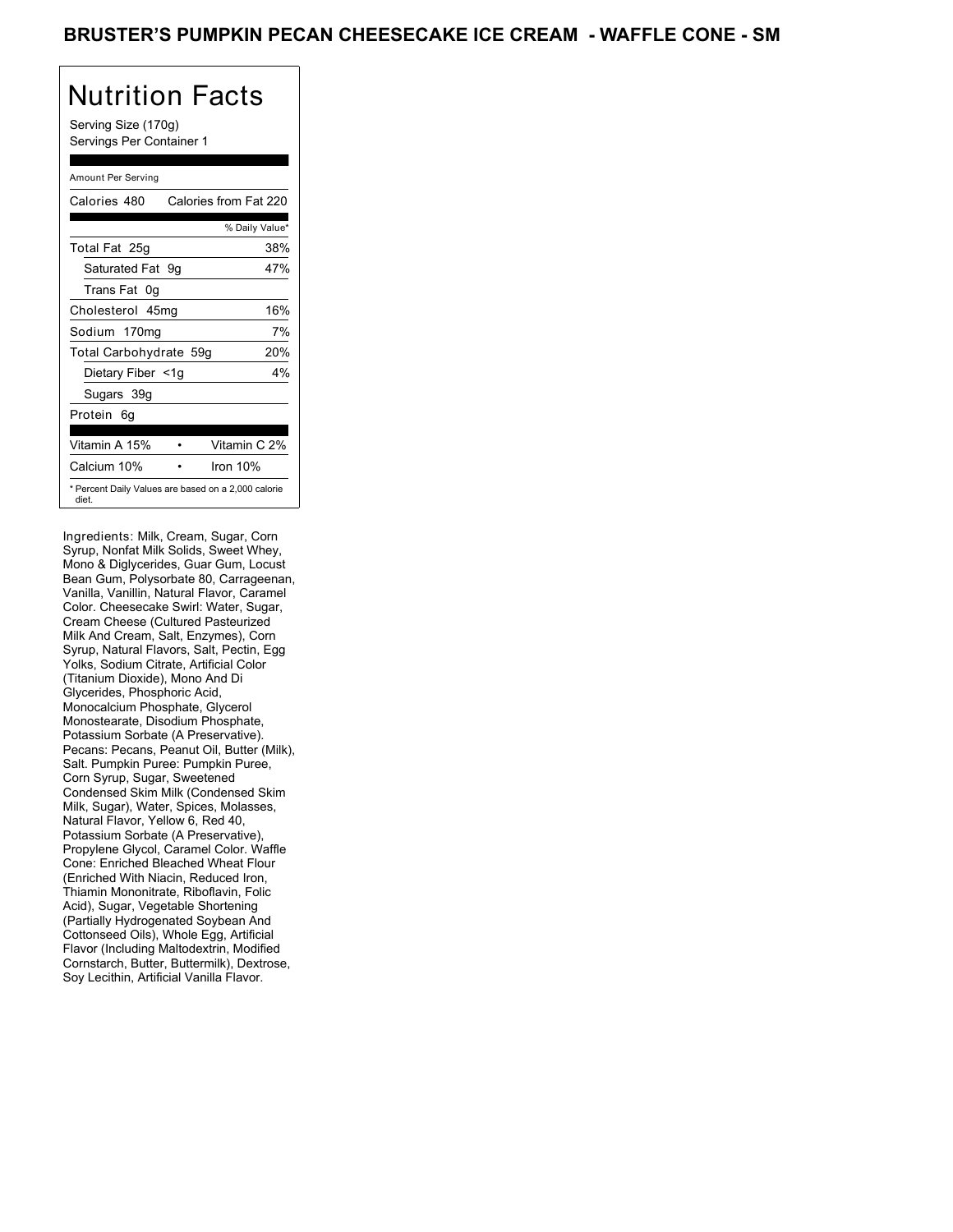# BRUSTER'S PUMPKIN PECAN CHEESECAKE ICE CREAM - WAFFLE CONE - SM

## Nutrition Facts

Serving Size (170g)
Servings Per Container 1

Amount Per Serving

| Calories 480 | Calories from Fat 220 |
|---|---|
| | % Daily Value* |
| Total Fat 25g | 38% |
| Saturated Fat 9g | 47% |
| Trans Fat 0g | |
| Cholesterol 45mg | 16% |
| Sodium 170mg | 7% |
| Total Carbohydrate 59g | 20% |
| Dietary Fiber <1g | 4% |
| Sugars 39g | |
| Protein 6g | |

| | |
|---|---|
| Vitamin A 15% | Vitamin C 2% |
| Calcium 10% | Iron 10% |

* Percent Daily Values are based on a 2,000 calorie diet.

Ingredients: Milk, Cream, Sugar, Corn Syrup, Nonfat Milk Solids, Sweet Whey, Mono & Diglycerides, Guar Gum, Locust Bean Gum, Polysorbate 80, Carrageenan, Vanilla, Vanillin, Natural Flavor, Caramel Color. Cheesecake Swirl: Water, Sugar, Cream Cheese (Cultured Pasteurized Milk And Cream, Salt, Enzymes), Corn Syrup, Natural Flavors, Salt, Pectin, Egg Yolks, Sodium Citrate, Artificial Color (Titanium Dioxide), Mono And Di Glycerides, Phosphoric Acid, Monocalcium Phosphate, Glycerol Monostearate, Disodium Phosphate, Potassium Sorbate (A Preservative). Pecans: Pecans, Peanut Oil, Butter (Milk), Salt. Pumpkin Puree: Pumpkin Puree, Corn Syrup, Sugar, Sweetened Condensed Skim Milk (Condensed Skim Milk, Sugar), Water, Spices, Molasses, Natural Flavor, Yellow 6, Red 40, Potassium Sorbate (A Preservative), Propylene Glycol, Caramel Color. Waffle Cone: Enriched Bleached Wheat Flour (Enriched With Niacin, Reduced Iron, Thiamin Mononitrate, Riboflavin, Folic Acid), Sugar, Vegetable Shortening (Partially Hydrogenated Soybean And Cottonseed Oils), Whole Egg, Artificial Flavor (Including Maltodextrin, Modified Cornstarch, Butter, Buttermilk), Dextrose, Soy Lecithin, Artificial Vanilla Flavor.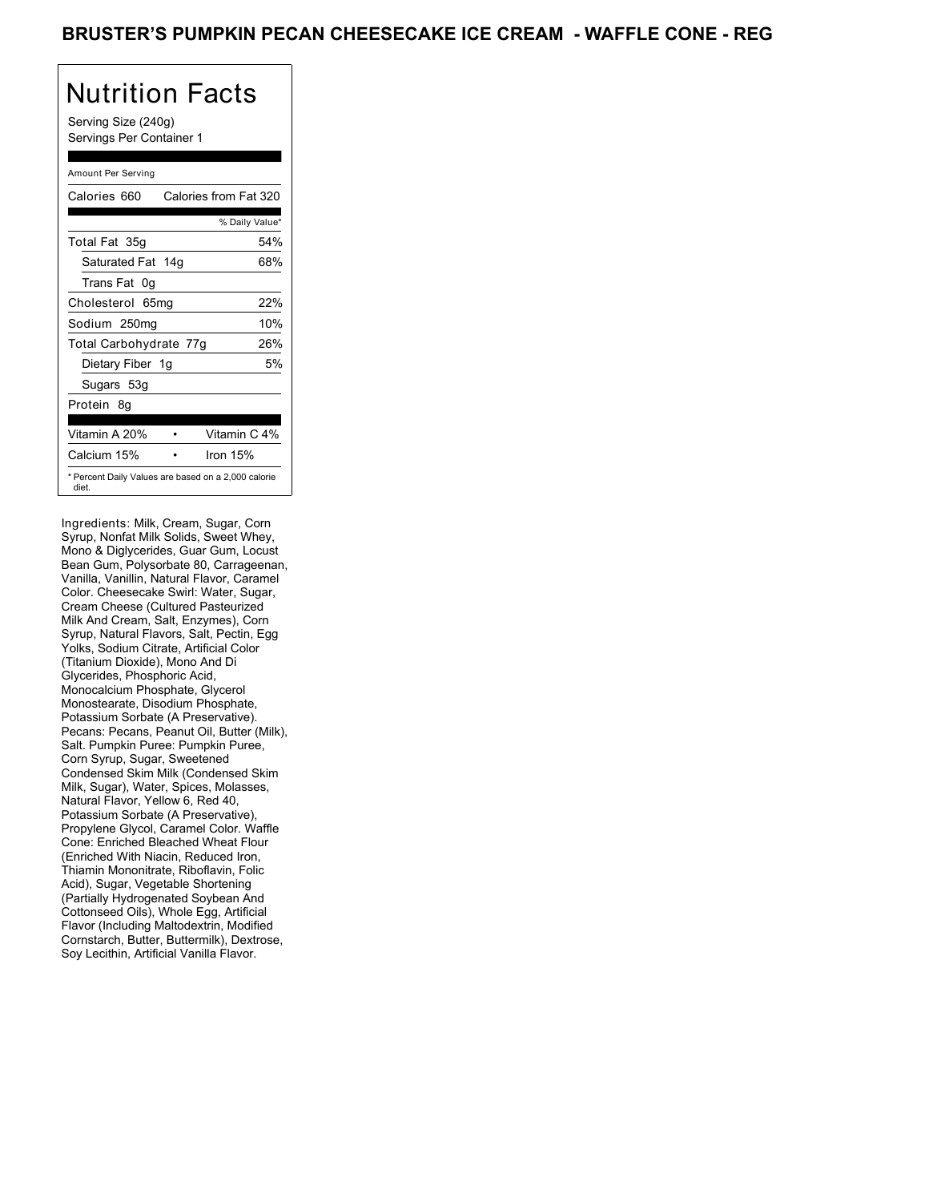# BRUSTER'S PUMPKIN PECAN CHEESECAKE ICE CREAM - WAFFLE CONE - REG

## Nutrition Facts

Serving Size (240g)
Servings Per Container 1

Amount Per Serving

Calories 660 Calories from Fat 320

| | % Daily Value* |
|---|---|
| Total Fat 35g | 54% |
| Saturated Fat 14g | 68% |
| Trans Fat 0g | |
| Cholesterol 65mg | 22% |
| Sodium 250mg | 10% |
| Total Carbohydrate 77g | 26% |
| Dietary Fiber 1g | 5% |
| Sugars 53g | |
| Protein 8g | |

| | |
|---|---|
| Vitamin A 20% | Vitamin C 4% |
| Calcium 15% | Iron 15% |

* Percent Daily Values are based on a 2,000 calorie diet.

Ingredients: Milk, Cream, Sugar, Corn Syrup, Nonfat Milk Solids, Sweet Whey, Mono & Diglycerides, Guar Gum, Locust Bean Gum, Polysorbate 80, Carrageenan, Vanilla, Vanillin, Natural Flavor, Caramel Color. Cheesecake Swirl: Water, Sugar, Cream Cheese (Cultured Pasteurized Milk And Cream, Salt, Enzymes), Corn Syrup, Natural Flavors, Salt, Pectin, Egg Yolks, Sodium Citrate, Artificial Color (Titanium Dioxide), Mono And Di Glycerides, Phosphoric Acid, Monocalcium Phosphate, Glycerol Monostearate, Disodium Phosphate, Potassium Sorbate (A Preservative). Pecans: Pecans, Peanut Oil, Butter (Milk), Salt. Pumpkin Puree: Pumpkin Puree, Corn Syrup, Sugar, Sweetened Condensed Skim Milk (Condensed Skim Milk, Sugar), Water, Spices, Molasses, Natural Flavor, Yellow 6, Red 40, Potassium Sorbate (A Preservative), Propylene Glycol, Caramel Color. Waffle Cone: Enriched Bleached Wheat Flour (Enriched With Niacin, Reduced Iron, Thiamin Mononitrate, Riboflavin, Folic Acid), Sugar, Vegetable Shortening (Partially Hydrogenated Soybean And Cottonseed Oils), Whole Egg, Artificial Flavor (Including Maltodextrin, Modified Cornstarch, Butter, Buttermilk), Dextrose, Soy Lecithin, Artificial Vanilla Flavor.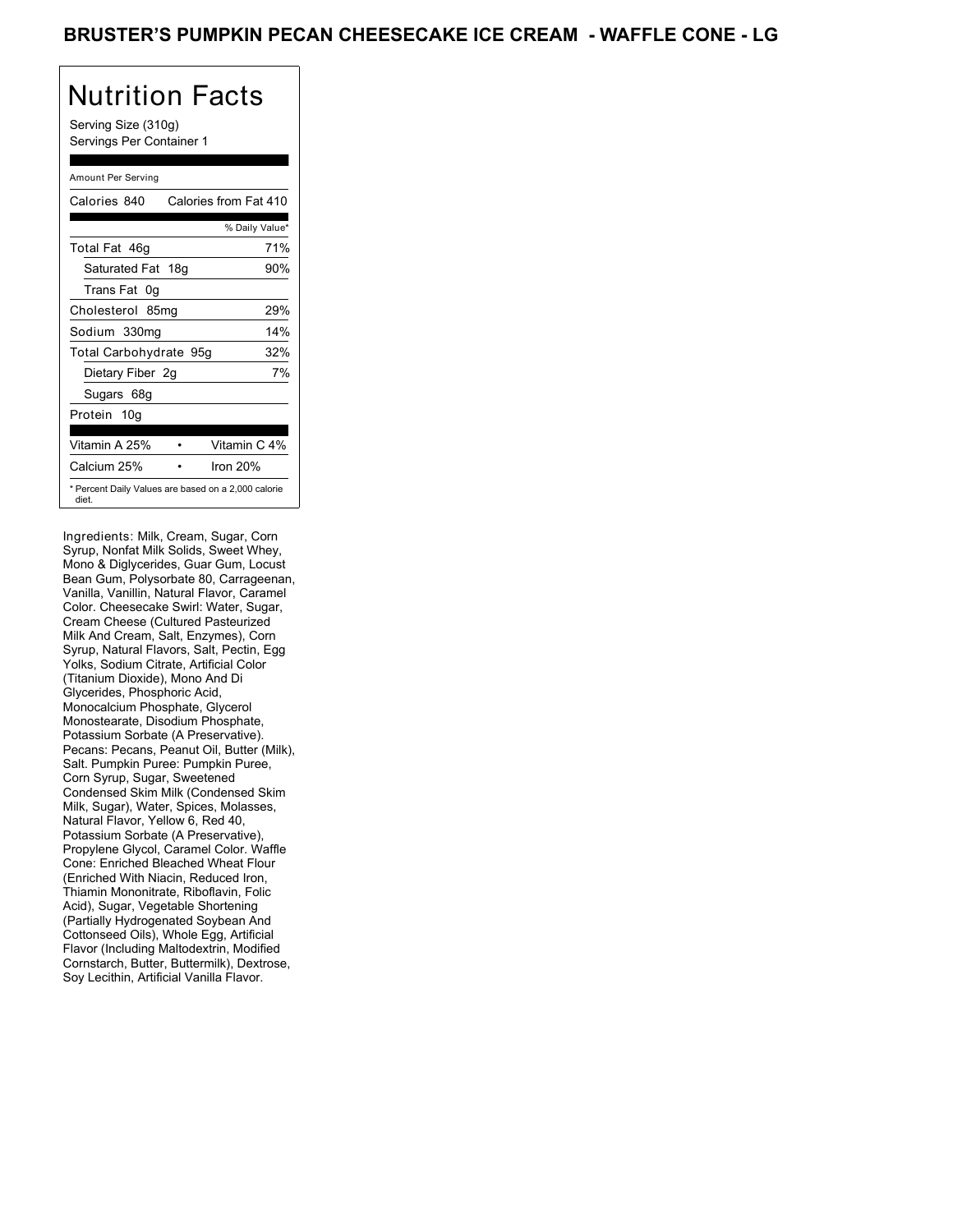# BRUSTER'S PUMPKIN PECAN CHEESECAKE ICE CREAM - WAFFLE CONE - LG

## Nutrition Facts

Serving Size (310g)
Servings Per Container 1

Amount Per Serving

| | |
|---|---|
| Calories 840 | Calories from Fat 410 |
| | % Daily Value* |
| Total Fat 46g | 71% |
| Saturated Fat 18g | 90% |
| Trans Fat 0g | |
| Cholesterol 85mg | 29% |
| Sodium 330mg | 14% |
| Total Carbohydrate 95g | 32% |
| Dietary Fiber 2g | 7% |
| Sugars 68g | |
| Protein 10g | |

| | |
|---|---|
| Vitamin A 25% | Vitamin C 4% |
| Calcium 25% | Iron 20% |

* Percent Daily Values are based on a 2,000 calorie diet.

Ingredients: Milk, Cream, Sugar, Corn Syrup, Nonfat Milk Solids, Sweet Whey, Mono & Diglycerides, Guar Gum, Locust Bean Gum, Polysorbate 80, Carrageenan, Vanilla, Vanillin, Natural Flavor, Caramel Color. Cheesecake Swirl: Water, Sugar, Cream Cheese (Cultured Pasteurized Milk And Cream, Salt, Enzymes), Corn Syrup, Natural Flavors, Salt, Pectin, Egg Yolks, Sodium Citrate, Artificial Color (Titanium Dioxide), Mono And Di Glycerides, Phosphoric Acid, Monocalcium Phosphate, Glycerol Monostearate, Disodium Phosphate, Potassium Sorbate (A Preservative). Pecans: Pecans, Peanut Oil, Butter (Milk), Salt. Pumpkin Puree: Pumpkin Puree, Corn Syrup, Sugar, Sweetened Condensed Skim Milk (Condensed Skim Milk, Sugar), Water, Spices, Molasses, Natural Flavor, Yellow 6, Red 40, Potassium Sorbate (A Preservative), Propylene Glycol, Caramel Color. Waffle Cone: Enriched Bleached Wheat Flour (Enriched With Niacin, Reduced Iron, Thiamin Mononitrate, Riboflavin, Folic Acid), Sugar, Vegetable Shortening (Partially Hydrogenated Soybean And Cottonseed Oils), Whole Egg, Artificial Flavor (Including Maltodextrin, Modified Cornstarch, Butter, Buttermilk), Dextrose, Soy Lecithin, Artificial Vanilla Flavor.